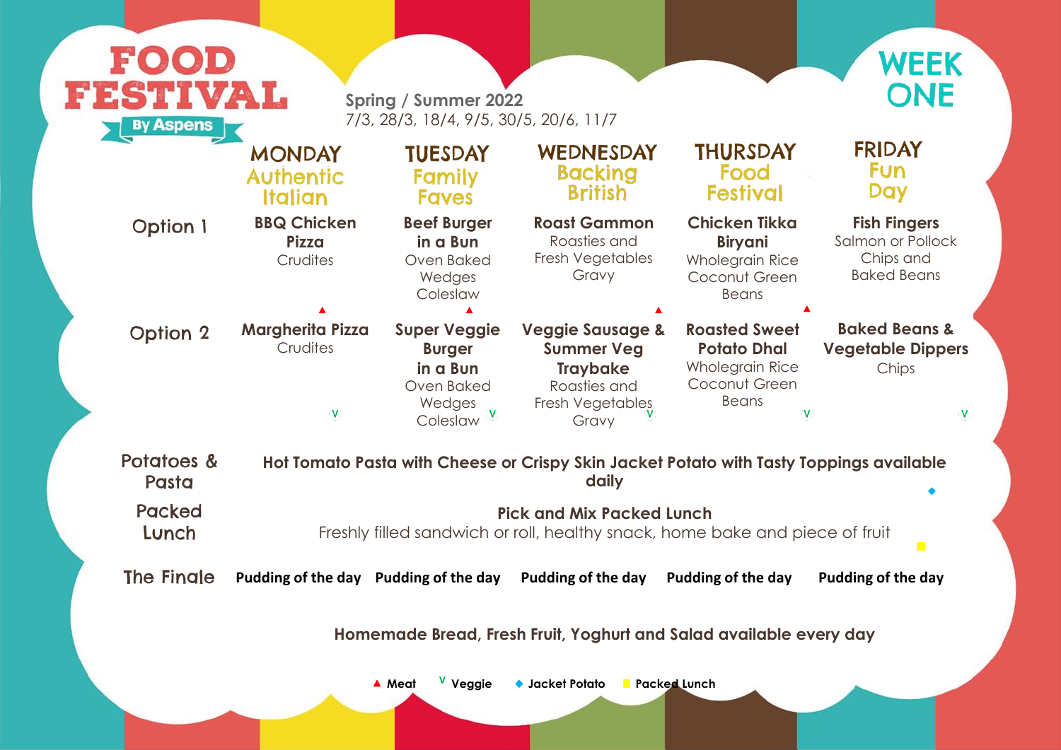# FOOD FESTIVAL

By Aspens

**Spring / Summer 2022**
7/3, 28/3, 18/4, 9/5, 30/5, 20/6, 11/7

## WEEK ONE

| | MONDAY Authentic Italian | TUESDAY Family Faves | WEDNESDAY Backing British | THURSDAY Food Festival | FRIDAY Fun Day |
|---|---|---|---|---|---|
| Option 1 | **BBQ Chicken Pizza** Crudites ▲ | **Beef Burger in a Bun** Oven Baked Wedges Coleslaw ▲ | **Roast Gammon** Roasties and Fresh Vegetables Gravy ▲ | **Chicken Tikka Biryani** Wholegrain Rice Coconut Green Beans ▲ | **Fish Fingers** Salmon or Pollock Chips and Baked Beans |
| Option 2 | **Margherita Pizza** Crudites V | **Super Veggie Burger in a Bun** Oven Baked Wedges Coleslaw V | **Veggie Sausage & Summer Veg Traybake** Roasties and Fresh Vegetables Gravy V | **Roasted Sweet Potato Dhal** Wholegrain Rice Coconut Green Beans V | **Baked Beans & Vegetable Dippers** Chips V |
| Potatoes & Pasta | **Hot Tomato Pasta with Cheese or Crispy Skin Jacket Potato with Tasty Toppings available daily** ◆ | | | | |
| Packed Lunch | **Pick and Mix Packed Lunch** Freshly filled sandwich or roll, healthy snack, home bake and piece of fruit ■ | | | | |
| The Finale | **Pudding of the day** | **Pudding of the day** | **Pudding of the day** | **Pudding of the day** | **Pudding of the day** |

**Homemade Bread, Fresh Fruit, Yoghurt and Salad available every day**

▲ **Meat** V **Veggie** ◆ **Jacket Potato** ■ **Packed Lunch**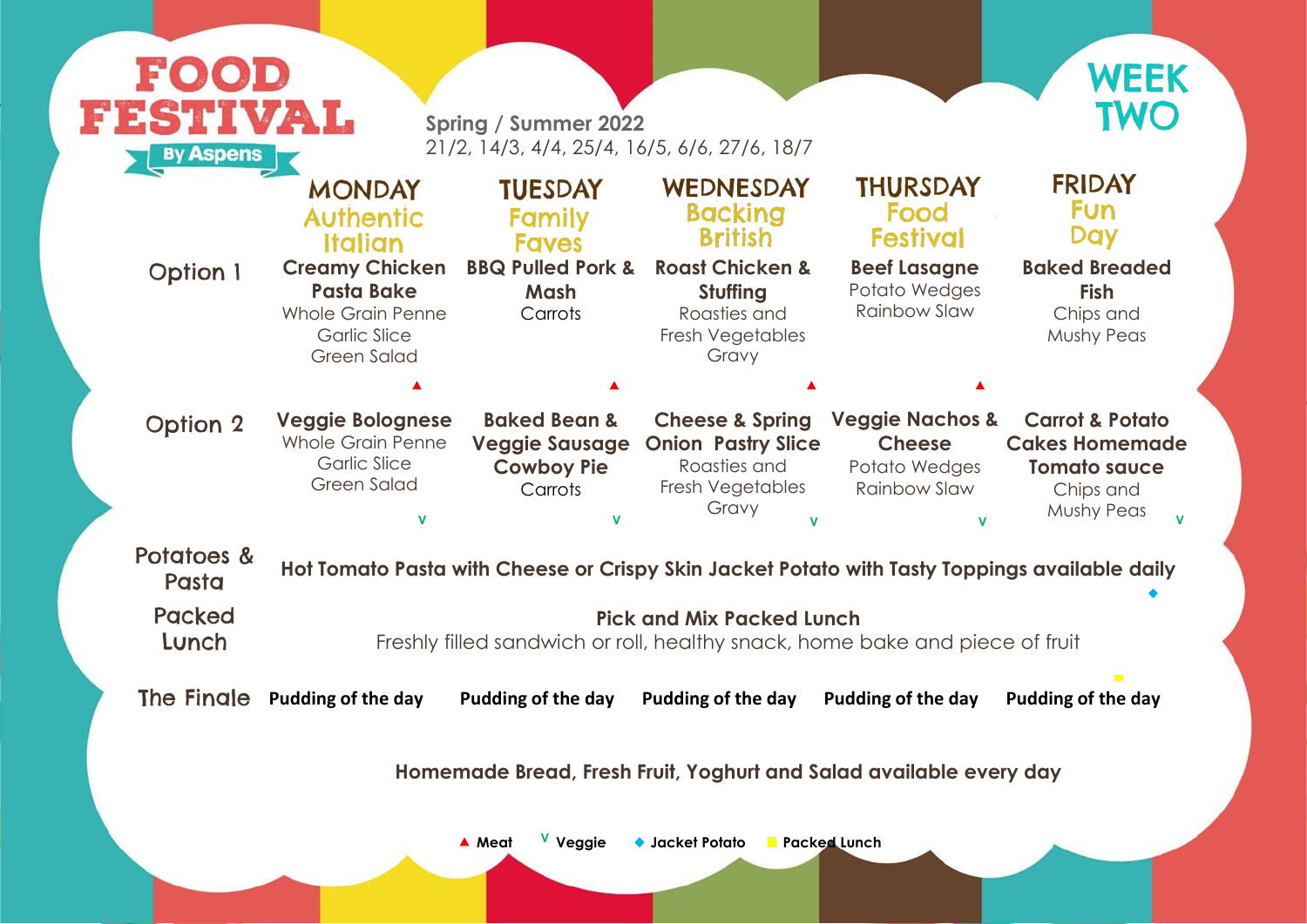# FOOD FESTIVAL

By Aspens

**Spring / Summer 2022**
21/2, 14/3, 4/4, 25/4, 16/5, 6/6, 27/6, 18/7

# WEEK TWO

| | MONDAY Authentic Italian | TUESDAY Family Faves | WEDNESDAY Backing British | THURSDAY Food Festival | FRIDAY Fun Day |
|---|---|---|---|---|---|
| Option 1 | **Creamy Chicken Pasta Bake** Whole Grain Penne Garlic Slice Green Salad ▲ | **BBQ Pulled Pork & Mash** Carrots ▲ | **Roast Chicken & Stuffing** Roasties and Fresh Vegetables Gravy ▲ | **Beef Lasagne** Potato Wedges Rainbow Slaw ▲ | **Baked Breaded Fish** Chips and Mushy Peas |
| Option 2 | **Veggie Bolognese** Whole Grain Penne Garlic Slice Green Salad V | **Baked Bean & Veggie Sausage Cowboy Pie** Carrots V | **Cheese & Spring Onion Pastry Slice** Roasties and Fresh Vegetables Gravy V | **Veggie Nachos & Cheese** Potato Wedges Rainbow Slaw V | **Carrot & Potato Cakes Homemade Tomato sauce** Chips and Mushy Peas V |
| Potatoes & Pasta | **Hot Tomato Pasta with Cheese or Crispy Skin Jacket Potato with Tasty Toppings available daily** ◆ | | | | |
| Packed Lunch | **Pick and Mix Packed Lunch** Freshly filled sandwich or roll, healthy snack, home bake and piece of fruit | | | | |
| The Finale | **Pudding of the day** | **Pudding of the day** | **Pudding of the day** | **Pudding of the day** | **Pudding of the day** |

**Homemade Bread, Fresh Fruit, Yoghurt and Salad available every day**

▲ **Meat** V **Veggie** ◆ **Jacket Potato** ■ **Packed Lunch**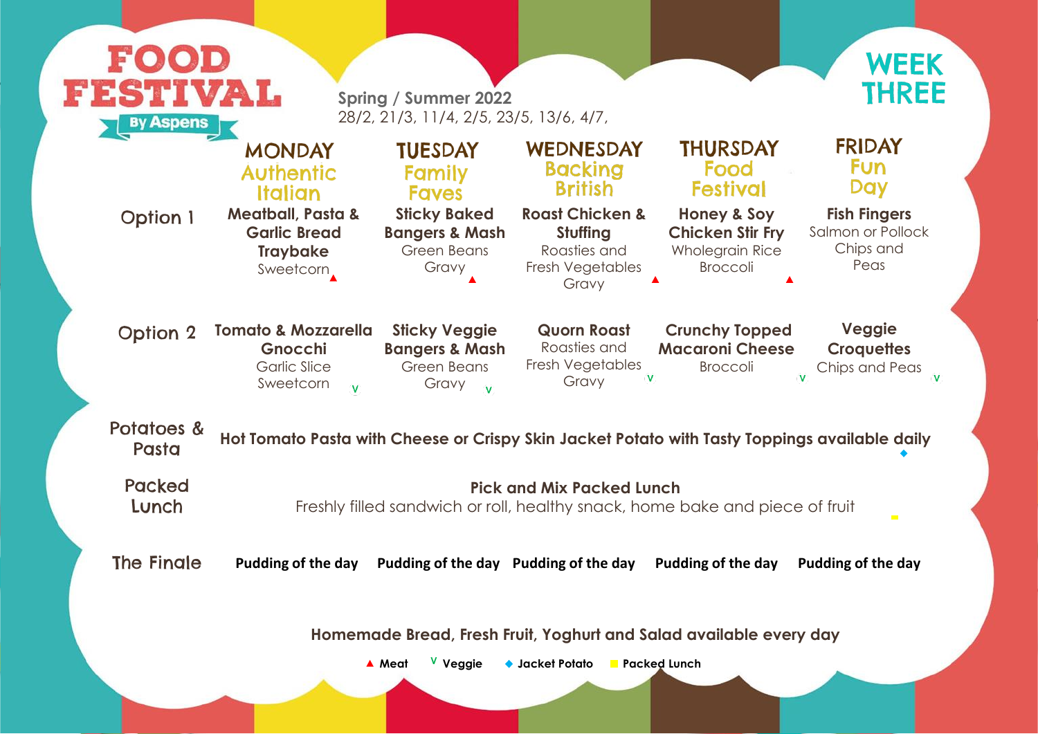# FOOD FESTIVAL

By Aspens

**Spring / Summer 2022**
28/2, 21/3, 11/4, 2/5, 23/5, 13/6, 4/7,

## WEEK THREE

| | MONDAY Authentic Italian | TUESDAY Family Faves | WEDNESDAY Backing British | THURSDAY Food Festival | FRIDAY Fun Day |
|---|---|---|---|---|---|
| Option 1 | **Meatball, Pasta & Garlic Bread Traybake** Sweetcorn ▲ | **Sticky Baked Bangers & Mash** Green Beans Gravy ▲ | **Roast Chicken & Stuffing** Roasties and Fresh Vegetables Gravy ▲ | **Honey & Soy Chicken Stir Fry** Wholegrain Rice Broccoli ▲ | **Fish Fingers** Salmon or Pollock Chips and Peas |
| Option 2 | **Tomato & Mozzarella Gnocchi** Garlic Slice Sweetcorn V | **Sticky Veggie Bangers & Mash** Green Beans Gravy V | **Quorn Roast** Roasties and Fresh Vegetables Gravy V | **Crunchy Topped Macaroni Cheese** Broccoli V | **Veggie Croquettes** Chips and Peas V |
| Potatoes & Pasta | **Hot Tomato Pasta with Cheese or Crispy Skin Jacket Potato with Tasty Toppings available daily** ◆ | | | | |
| Packed Lunch | **Pick and Mix Packed Lunch** Freshly filled sandwich or roll, healthy snack, home bake and piece of fruit ■ | | | | |
| The Finale | **Pudding of the day** | **Pudding of the day** | **Pudding of the day** | **Pudding of the day** | **Pudding of the day** |

**Homemade Bread, Fresh Fruit, Yoghurt and Salad available every day**

▲ Meat V Veggie ◆ Jacket Potato ■ Packed Lunch